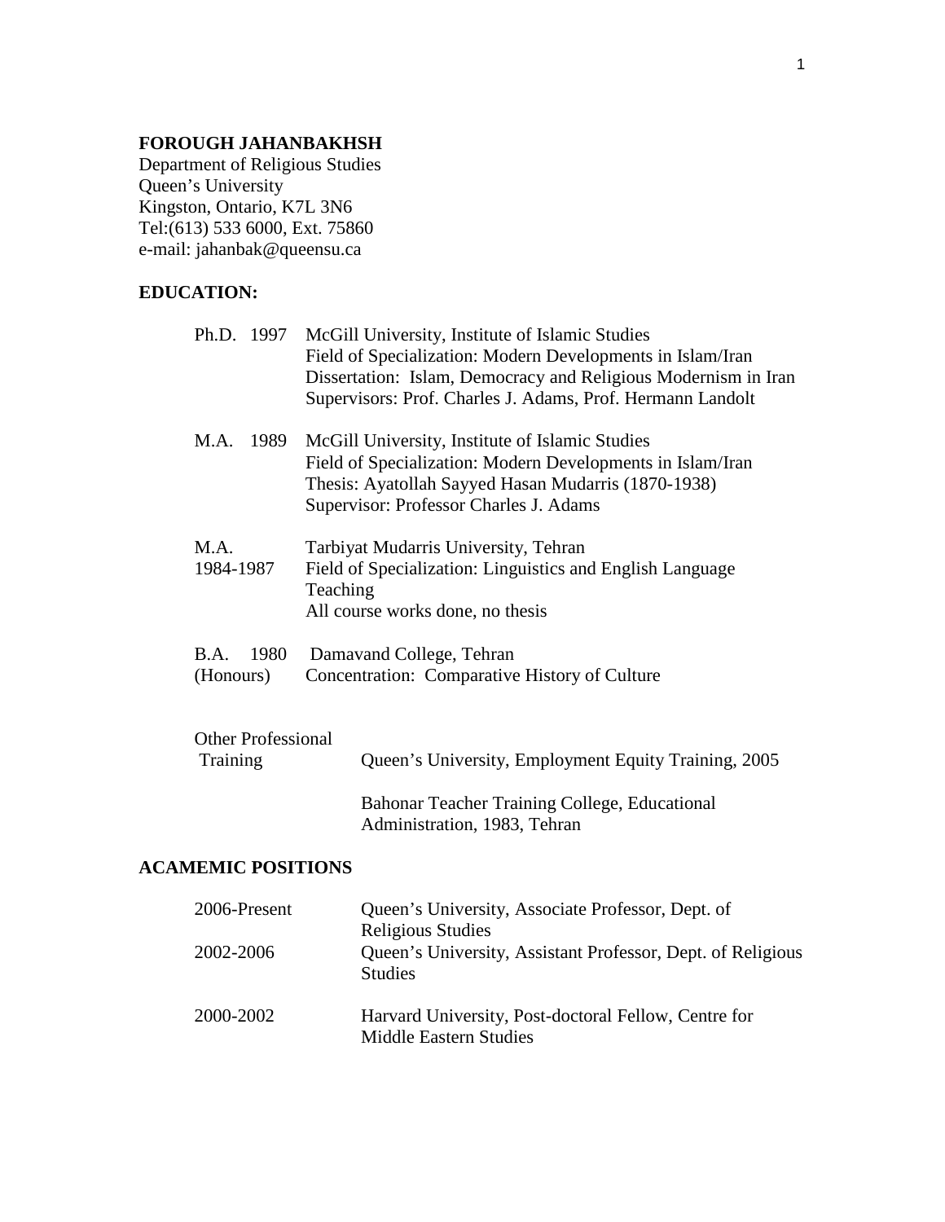**FOROUGH JAHANBAKHSH**
Department of Religious Studies
Queen's University
Kingston, Ontario, K7L 3N6
Tel:(613) 533 6000, Ext. 75860
e-mail: jahanbak@queensu.ca

## EDUCATION:

| | |
|---|---|
| Ph.D. 1997 | McGill University, Institute of Islamic Studies<br>Field of Specialization: Modern Developments in Islam/Iran<br>Dissertation: Islam, Democracy and Religious Modernism in Iran<br>Supervisors: Prof. Charles J. Adams, Prof. Hermann Landolt |
| M.A. 1989 | McGill University, Institute of Islamic Studies<br>Field of Specialization: Modern Developments in Islam/Iran<br>Thesis: Ayatollah Sayyed Hasan Mudarris (1870-1938)<br>Supervisor: Professor Charles J. Adams |
| M.A. 1984-1987 | Tarbiyat Mudarris University, Tehran<br>Field of Specialization: Linguistics and English Language Teaching<br>All course works done, no thesis |
| B.A. 1980 (Honours) | Damavand College, Tehran<br>Concentration: Comparative History of Culture |

| | |
|---|---|
| Other Professional Training | Queen's University, Employment Equity Training, 2005 |
| | Bahonar Teacher Training College, Educational Administration, 1983, Tehran |

## ACAMEMIC POSITIONS

| | |
|---|---|
| 2006-Present | Queen's University, Associate Professor, Dept. of Religious Studies |
| 2002-2006 | Queen's University, Assistant Professor, Dept. of Religious Studies |
| 2000-2002 | Harvard University, Post-doctoral Fellow, Centre for Middle Eastern Studies |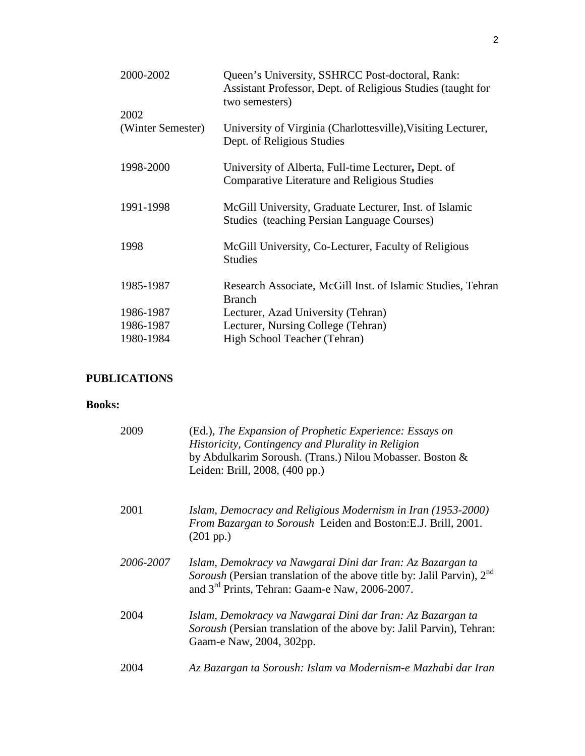| | |
|---|---|
| 2000-2002 | Queen's University, SSHRCC Post-doctoral, Rank: Assistant Professor, Dept. of Religious Studies (taught for two semesters) |
| 2002 (Winter Semester) | University of Virginia (Charlottesville),Visiting Lecturer, Dept. of Religious Studies |
| 1998-2000 | University of Alberta, Full-time Lecturer**,** Dept. of Comparative Literature and Religious Studies |
| 1991-1998 | McGill University, Graduate Lecturer, Inst. of Islamic Studies (teaching Persian Language Courses) |
| 1998 | McGill University, Co-Lecturer, Faculty of Religious Studies |
| 1985-1987 | Research Associate, McGill Inst. of Islamic Studies, Tehran Branch |
| 1986-1987 | Lecturer, Azad University (Tehran) |
| 1986-1987 | Lecturer, Nursing College (Tehran) |
| 1980-1984 | High School Teacher (Tehran) |

## PUBLICATIONS

### Books:

| | |
|---|---|
| 2009 | (Ed.), *The Expansion of Prophetic Experience: Essays on Historicity, Contingency and Plurality in Religion* by Abdulkarim Soroush. (Trans.) Nilou Mobasser. Boston & Leiden: Brill, 2008, (400 pp.) |
| 2001 | *Islam, Democracy and Religious Modernism in Iran (1953-2000) From Bazargan to Soroush* Leiden and Boston:E.J. Brill, 2001. (201 pp.) |
| *2006-2007* | *Islam, Demokracy va Nawgarai Dini dar Iran: Az Bazargan ta Soroush* (Persian translation of the above title by: Jalil Parvin), 2nd and 3rd Prints, Tehran: Gaam-e Naw, 2006-2007. |
| 2004 | *Islam, Demokracy va Nawgarai Dini dar Iran: Az Bazargan ta Soroush* (Persian translation of the above by: Jalil Parvin), Tehran: Gaam-e Naw, 2004, 302pp. |
| 2004 | *Az Bazargan ta Soroush: Islam va Modernism-e Mazhabi dar Iran* |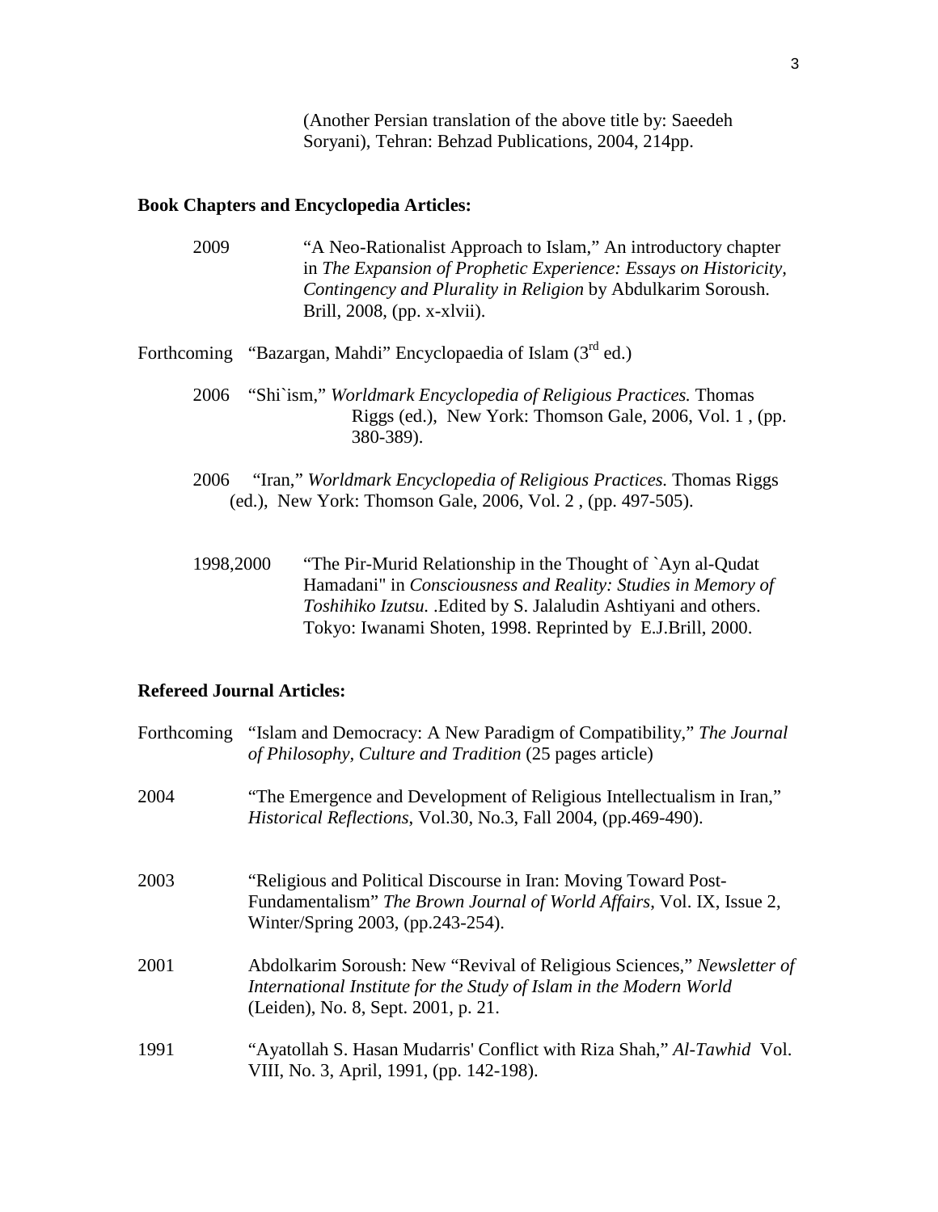(Another Persian translation of the above title by: Saeedeh Soryani), Tehran: Behzad Publications, 2004, 214pp.

**Book Chapters and Encyclopedia Articles:**

2009 "A Neo-Rationalist Approach to Islam," An introductory chapter in *The Expansion of Prophetic Experience: Essays on Historicity, Contingency and Plurality in Religion* by Abdulkarim Soroush. Brill, 2008, (pp. x-xlvii).

Forthcoming "Bazargan, Mahdi" Encyclopaedia of Islam (3rd ed.)

2006 "Shi`ism," *Worldmark Encyclopedia of Religious Practices.* Thomas Riggs (ed.), New York: Thomson Gale, 2006, Vol. 1 , (pp. 380-389).

2006 "Iran," *Worldmark Encyclopedia of Religious Practices.* Thomas Riggs (ed.), New York: Thomson Gale, 2006, Vol. 2 , (pp. 497-505).

1998,2000 "The Pir-Murid Relationship in the Thought of `Ayn al-Qudat Hamadani" in *Consciousness and Reality: Studies in Memory of Toshihiko Izutsu.* .Edited by S. Jalaludin Ashtiyani and others. Tokyo: Iwanami Shoten, 1998. Reprinted by E.J.Brill, 2000.

**Refereed Journal Articles:**

Forthcoming "Islam and Democracy: A New Paradigm of Compatibility," *The Journal of Philosophy, Culture and Tradition* (25 pages article)

2004 "The Emergence and Development of Religious Intellectualism in Iran," *Historical Reflections*, Vol.30, No.3, Fall 2004, (pp.469-490).

2003 "Religious and Political Discourse in Iran: Moving Toward Post-Fundamentalism" *The Brown Journal of World Affairs*, Vol. IX, Issue 2, Winter/Spring 2003, (pp.243-254).

2001 Abdolkarim Soroush: New "Revival of Religious Sciences," *Newsletter of International Institute for the Study of Islam in the Modern World* (Leiden), No. 8, Sept. 2001, p. 21.

1991 "Ayatollah S. Hasan Mudarris' Conflict with Riza Shah," *Al-Tawhid* Vol. VIII, No. 3, April, 1991, (pp. 142-198).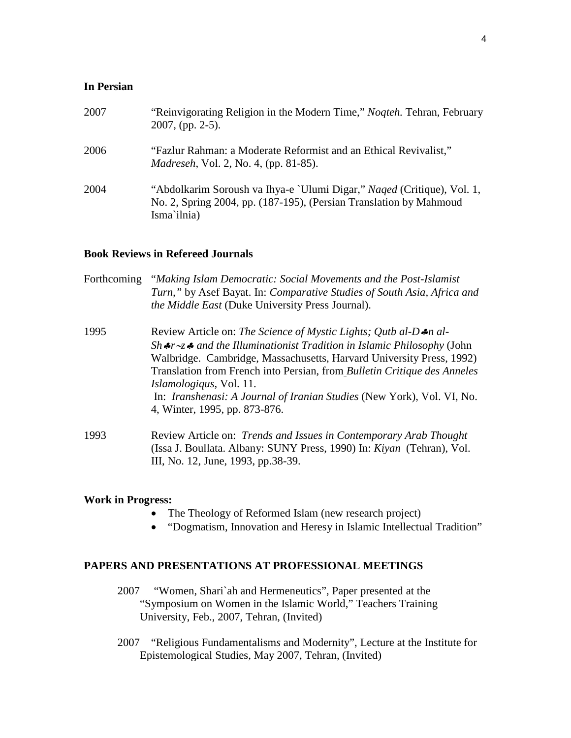### In Persian

2007 "Reinvigorating Religion in the Modern Time," *Noqteh.* Tehran, February 2007, (pp. 2-5).

2006 "Fazlur Rahman: a Moderate Reformist and an Ethical Revivalist," *Madreseh*, Vol. 2, No. 4, (pp. 81-85).

2004 "Abdolkarim Soroush va Ihya-e `Ulumi Digar," *Naqed* (Critique), Vol. 1, No. 2, Spring 2004, pp. (187-195), (Persian Translation by Mahmoud Isma`ilnia)

### Book Reviews in Refereed Journals

Forthcoming "*Making Islam Democratic: Social Movements and the Post-Islamist Turn,"* by Asef Bayat. In: *Comparative Studies of South Asia, Africa and the Middle East* (Duke University Press Journal).

1995 Review Article on: *The Science of Mystic Lights; Qutb al-D♣n al-Sh♣r~z♣ and the Illuminationist Tradition in Islamic Philosophy* (John Walbridge. Cambridge, Massachusetts, Harvard University Press, 1992) Translation from French into Persian, from *Bulletin Critique des Anneles Islamologiqus*, Vol. 11. In: *Iranshenasi: A Journal of Iranian Studies* (New York), Vol. VI, No. 4, Winter, 1995, pp. 873-876.

1993 Review Article on: *Trends and Issues in Contemporary Arab Thought* (Issa J. Boullata. Albany: SUNY Press, 1990) In: *Kiyan* (Tehran), Vol. III, No. 12, June, 1993, pp.38-39.

### Work in Progress:

- The Theology of Reformed Islam (new research project)
- "Dogmatism, Innovation and Heresy in Islamic Intellectual Tradition"

## PAPERS AND PRESENTATIONS AT PROFESSIONAL MEETINGS

2007 "Women, Shari`ah and Hermeneutics", Paper presented at the "Symposium on Women in the Islamic World," Teachers Training University, Feb., 2007, Tehran, (Invited)

2007 "Religious Fundamentalisms and Modernity", Lecture at the Institute for Epistemological Studies, May 2007, Tehran, (Invited)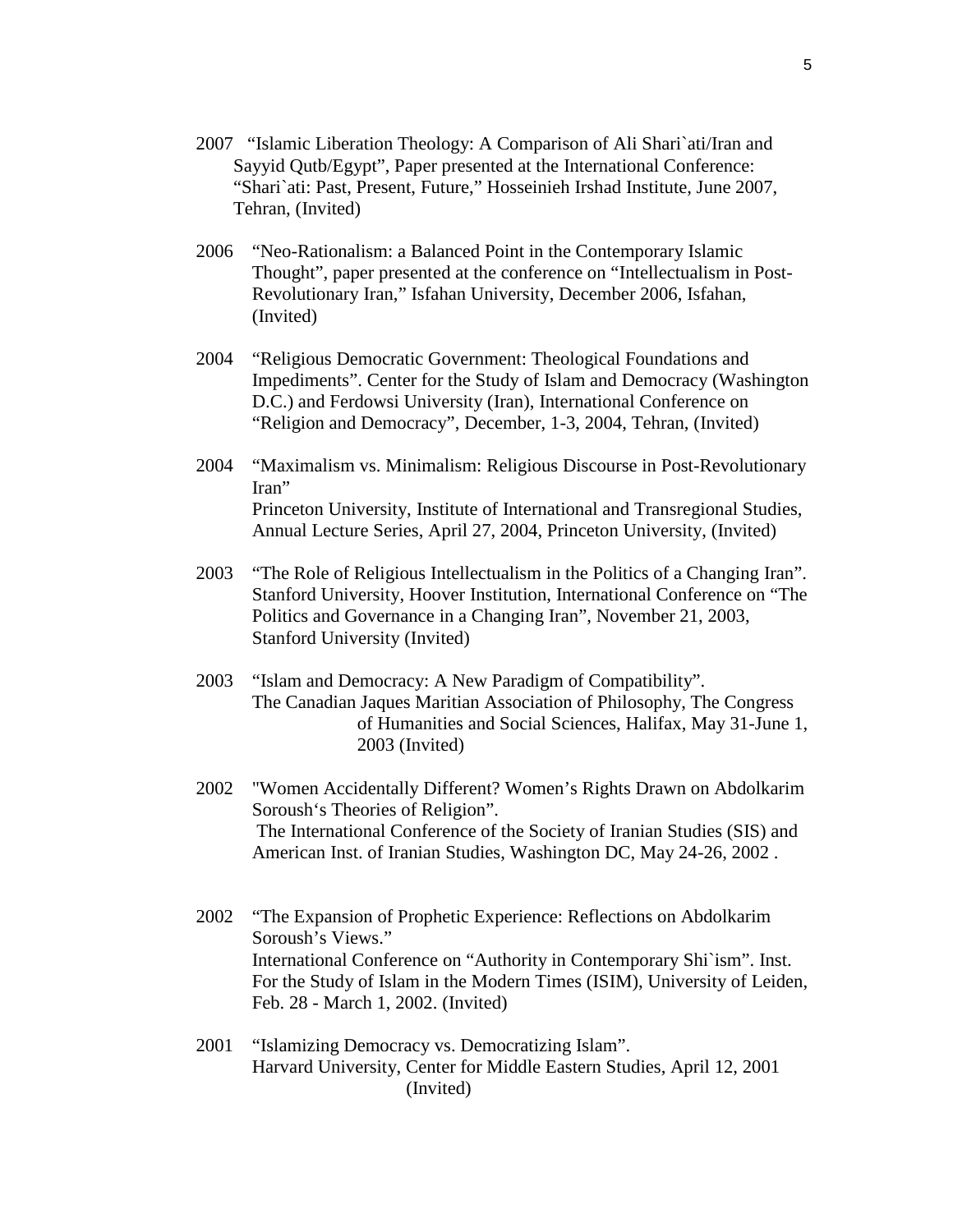2007 "Islamic Liberation Theology: A Comparison of Ali Shari`ati/Iran and Sayyid Qutb/Egypt", Paper presented at the International Conference: "Shari`ati: Past, Present, Future," Hosseinieh Irshad Institute, June 2007, Tehran, (Invited)

2006 "Neo-Rationalism: a Balanced Point in the Contemporary Islamic Thought", paper presented at the conference on "Intellectualism in Post-Revolutionary Iran," Isfahan University, December 2006, Isfahan, (Invited)

2004 "Religious Democratic Government: Theological Foundations and Impediments". Center for the Study of Islam and Democracy (Washington D.C.) and Ferdowsi University (Iran), International Conference on "Religion and Democracy", December, 1-3, 2004, Tehran, (Invited)

2004 "Maximalism vs. Minimalism: Religious Discourse in Post-Revolutionary Iran"
Princeton University, Institute of International and Transregional Studies, Annual Lecture Series, April 27, 2004, Princeton University, (Invited)

2003 "The Role of Religious Intellectualism in the Politics of a Changing Iran". Stanford University, Hoover Institution, International Conference on "The Politics and Governance in a Changing Iran", November 21, 2003, Stanford University (Invited)

2003 "Islam and Democracy: A New Paradigm of Compatibility".
The Canadian Jaques Maritian Association of Philosophy, The Congress of Humanities and Social Sciences, Halifax, May 31-June 1, 2003 (Invited)

2002 "Women Accidentally Different? Women's Rights Drawn on Abdolkarim Soroush's Theories of Religion".
The International Conference of the Society of Iranian Studies (SIS) and American Inst. of Iranian Studies, Washington DC, May 24-26, 2002 .

2002 "The Expansion of Prophetic Experience: Reflections on Abdolkarim Soroush's Views."
International Conference on "Authority in Contemporary Shi`ism". Inst. For the Study of Islam in the Modern Times (ISIM), University of Leiden, Feb. 28 - March 1, 2002. (Invited)

2001 "Islamizing Democracy vs. Democratizing Islam".
Harvard University, Center for Middle Eastern Studies, April 12, 2001 (Invited)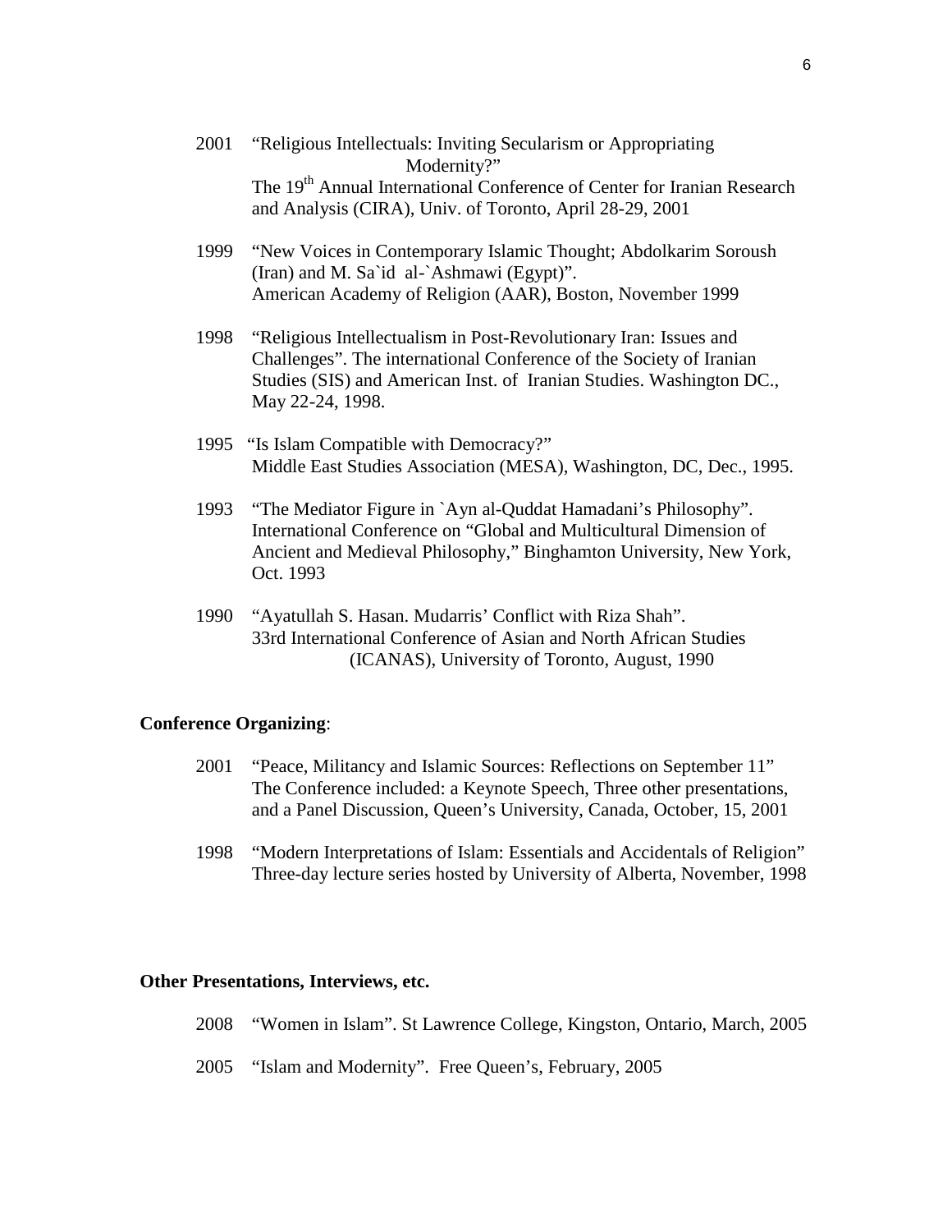2001 "Religious Intellectuals: Inviting Secularism or Appropriating Modernity?"
The 19th Annual International Conference of Center for Iranian Research and Analysis (CIRA), Univ. of Toronto, April 28-29, 2001

1999 "New Voices in Contemporary Islamic Thought; Abdolkarim Soroush (Iran) and M. Sa`id al-`Ashmawi (Egypt)".
American Academy of Religion (AAR), Boston, November 1999

1998 "Religious Intellectualism in Post-Revolutionary Iran: Issues and Challenges". The international Conference of the Society of Iranian Studies (SIS) and American Inst. of Iranian Studies. Washington DC., May 22-24, 1998.

1995 "Is Islam Compatible with Democracy?"
Middle East Studies Association (MESA), Washington, DC, Dec., 1995.

1993 "The Mediator Figure in `Ayn al-Quddat Hamadani's Philosophy". International Conference on "Global and Multicultural Dimension of Ancient and Medieval Philosophy," Binghamton University, New York, Oct. 1993

1990 "Ayatullah S. Hasan. Mudarris' Conflict with Riza Shah".
33rd International Conference of Asian and North African Studies (ICANAS), University of Toronto, August, 1990

**Conference Organizing**:

2001 "Peace, Militancy and Islamic Sources: Reflections on September 11"
The Conference included: a Keynote Speech, Three other presentations, and a Panel Discussion, Queen's University, Canada, October, 15, 2001

1998 "Modern Interpretations of Islam: Essentials and Accidentals of Religion"
Three-day lecture series hosted by University of Alberta, November, 1998

**Other Presentations, Interviews, etc.**

2008 "Women in Islam". St Lawrence College, Kingston, Ontario, March, 2005

2005 "Islam and Modernity". Free Queen's, February, 2005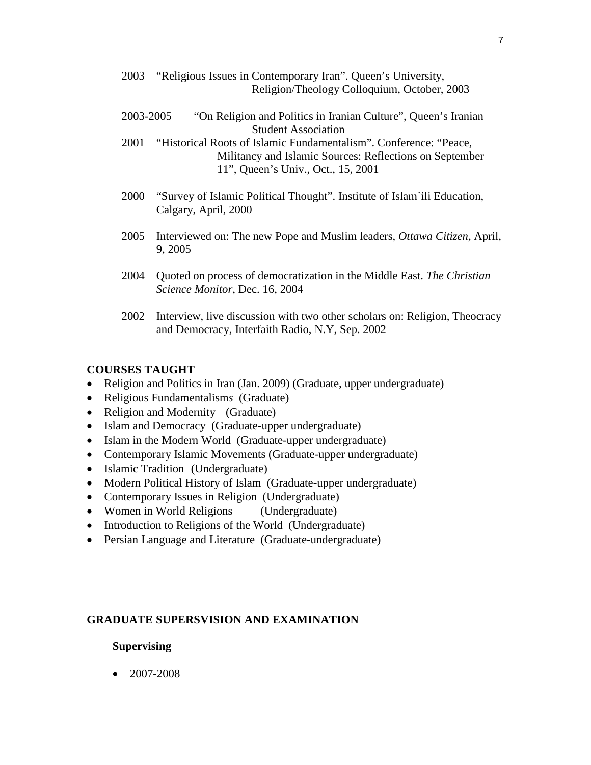2003 "Religious Issues in Contemporary Iran". Queen's University, Religion/Theology Colloquium, October, 2003

2003-2005 "On Religion and Politics in Iranian Culture", Queen's Iranian Student Association

2001 "Historical Roots of Islamic Fundamentalism". Conference: "Peace, Militancy and Islamic Sources: Reflections on September 11", Queen's Univ., Oct., 15, 2001

2000 "Survey of Islamic Political Thought". Institute of Islam`ili Education, Calgary, April, 2000

2005 Interviewed on: The new Pope and Muslim leaders, *Ottawa Citizen*, April, 9, 2005

2004 Quoted on process of democratization in the Middle East. *The Christian Science Monitor*, Dec. 16, 2004

2002 Interview, live discussion with two other scholars on: Religion, Theocracy and Democracy, Interfaith Radio, N.Y, Sep. 2002

**COURSES TAUGHT**

- Religion and Politics in Iran (Jan. 2009) (Graduate, upper undergraduate)
- Religious Fundamentalism*s* (Graduate)
- Religion and Modernity (Graduate)
- Islam and Democracy (Graduate-upper undergraduate)
- Islam in the Modern World (Graduate-upper undergraduate)
- Contemporary Islamic Movements (Graduate-upper undergraduate)
- Islamic Tradition (Undergraduate)
- Modern Political History of Islam (Graduate-upper undergraduate)
- Contemporary Issues in Religion (Undergraduate)
- Women in World Religions (Undergraduate)
- Introduction to Religions of the World (Undergraduate)
- Persian Language and Literature (Graduate-undergraduate)

**GRADUATE SUPERSVISION AND EXAMINATION**

**Supervising**

- 2007-2008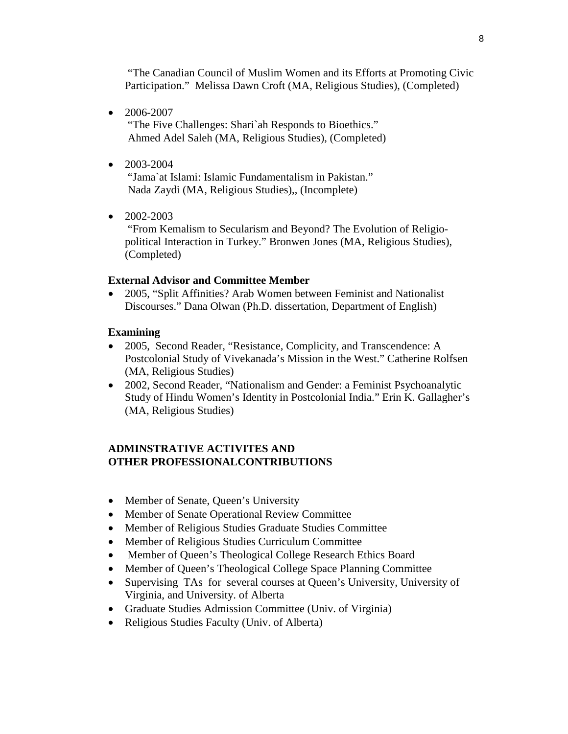"The Canadian Council of Muslim Women and its Efforts at Promoting Civic Participation." Melissa Dawn Croft (MA, Religious Studies), (Completed)

- 2006-2007
  "The Five Challenges: Shari`ah Responds to Bioethics."
  Ahmed Adel Saleh (MA, Religious Studies), (Completed)

- 2003-2004
  "Jama`at Islami: Islamic Fundamentalism in Pakistan."
  Nada Zaydi (MA, Religious Studies),, (Incomplete)

- 2002-2003
  "From Kemalism to Secularism and Beyond? The Evolution of Religio-political Interaction in Turkey." Bronwen Jones (MA, Religious Studies), (Completed)

**External Advisor and Committee Member**

- 2005, "Split Affinities? Arab Women between Feminist and Nationalist Discourses." Dana Olwan (Ph.D. dissertation, Department of English)

**Examining**

- 2005, Second Reader, "Resistance, Complicity, and Transcendence: A Postcolonial Study of Vivekanada's Mission in the West." Catherine Rolfsen (MA, Religious Studies)
- 2002, Second Reader, "Nationalism and Gender: a Feminist Psychoanalytic Study of Hindu Women's Identity in Postcolonial India." Erin K. Gallagher's (MA, Religious Studies)

## ADMINSTRATIVE ACTIVITES AND OTHER PROFESSIONALCONTRIBUTIONS

- Member of Senate, Queen's University
- Member of Senate Operational Review Committee
- Member of Religious Studies Graduate Studies Committee
- Member of Religious Studies Curriculum Committee
- Member of Queen's Theological College Research Ethics Board
- Member of Queen's Theological College Space Planning Committee
- Supervising TAs for several courses at Queen's University, University of Virginia, and University. of Alberta
- Graduate Studies Admission Committee (Univ. of Virginia)
- Religious Studies Faculty (Univ. of Alberta)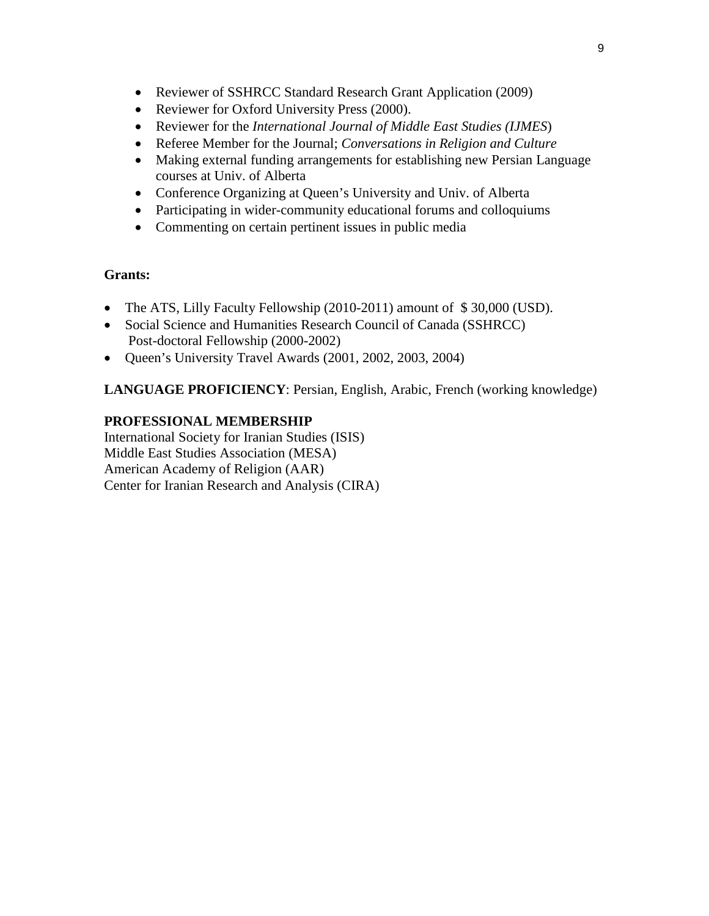- Reviewer of SSHRCC Standard Research Grant Application (2009)
- Reviewer for Oxford University Press (2000).
- Reviewer for the *International Journal of Middle East Studies (IJMES*)
- Referee Member for the Journal; *Conversations in Religion and Culture*
- Making external funding arrangements for establishing new Persian Language courses at Univ. of Alberta
- Conference Organizing at Queen's University and Univ. of Alberta
- Participating in wider-community educational forums and colloquiums
- Commenting on certain pertinent issues in public media

**Grants:**

- The ATS, Lilly Faculty Fellowship (2010-2011) amount of $ 30,000 (USD).
- Social Science and Humanities Research Council of Canada (SSHRCC) Post-doctoral Fellowship (2000-2002)
- Queen's University Travel Awards (2001, 2002, 2003, 2004)

**LANGUAGE PROFICIENCY**: Persian, English, Arabic, French (working knowledge)

**PROFESSIONAL MEMBERSHIP**

International Society for Iranian Studies (ISIS)
Middle East Studies Association (MESA)
American Academy of Religion (AAR)
Center for Iranian Research and Analysis (CIRA)